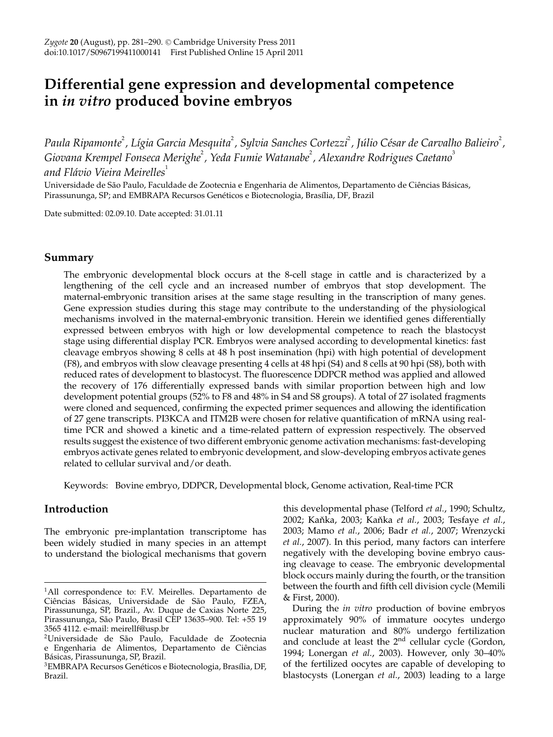# Differential gene expression and developmental competence in *in vitro* produced bovine embryos

*Paula Ripamonte*[2], *Lígia Garcia Mesquita*[2], *Sylvia Sanches Cortezzi*[2], *Júlio César de Carvalho Balieiro*[2], *Giovana Krempel Fonseca Merighe*[2], *Yeda Fumie Watanabe*[2], *Alexandre Rodrigues Caetano*[3] *and Flávio Vieira Meirelles*[1]

Universidade de São Paulo, Faculdade de Zootecnia e Engenharia de Alimentos, Departamento de Ciências Básicas, Pirassununga, SP; and EMBRAPA Recursos Genéticos e Biotecnologia, Brasília, DF, Brazil

Date submitted: 02.09.10. Date accepted: 31.01.11

## Summary

The embryonic developmental block occurs at the 8-cell stage in cattle and is characterized by a lengthening of the cell cycle and an increased number of embryos that stop development. The maternal-embryonic transition arises at the same stage resulting in the transcription of many genes. Gene expression studies during this stage may contribute to the understanding of the physiological mechanisms involved in the maternal-embryonic transition. Herein we identified genes differentially expressed between embryos with high or low developmental competence to reach the blastocyst stage using differential display PCR. Embryos were analysed according to developmental kinetics: fast cleavage embryos showing 8 cells at 48 h post insemination (hpi) with high potential of development (F8), and embryos with slow cleavage presenting 4 cells at 48 hpi (S4) and 8 cells at 90 hpi (S8), both with reduced rates of development to blastocyst. The fluorescence DDPCR method was applied and allowed the recovery of 176 differentially expressed bands with similar proportion between high and low development potential groups (52% to F8 and 48% in S4 and S8 groups). A total of 27 isolated fragments were cloned and sequenced, confirming the expected primer sequences and allowing the identification of 27 gene transcripts. PI3KCA and ITM2B were chosen for relative quantification of mRNA using real-time PCR and showed a kinetic and a time-related pattern of expression respectively. The observed results suggest the existence of two different embryonic genome activation mechanisms: fast-developing embryos activate genes related to embryonic development, and slow-developing embryos activate genes related to cellular survival and/or death.

Keywords: Bovine embryo, DDPCR, Developmental block, Genome activation, Real-time PCR

## Introduction

The embryonic pre-implantation transcriptome has been widely studied in many species in an attempt to understand the biological mechanisms that govern this developmental phase (Telford *et al.*, 1990; Schultz, 2002; Kaňka, 2003; Kaňka *et al.*, 2003; Tesfaye *et al.*, 2003; Mamo *et al.*, 2006; Badr *et al.*, 2007; Wrenzycki *et al.*, 2007). In this period, many factors can interfere negatively with the developing bovine embryo causing cleavage to cease. The embryonic developmental block occurs mainly during the fourth, or the transition between the fourth and fifth cell division cycle (Memili & First, 2000).

During the *in vitro* production of bovine embryos approximately 90% of immature oocytes undergo nuclear maturation and 80% undergo fertilization and conclude at least the 2[nd] cellular cycle (Gordon, 1994; Lonergan *et al.*, 2003). However, only 30–40% of the fertilized oocytes are capable of developing to blastocysts (Lonergan *et al.*, 2003) leading to a large

---

[1]All correspondence to: F.V. Meirelles. Departamento de Ciências Básicas, Universidade de São Paulo, FZEA, Pirassununga, SP, Brazil., Av. Duque de Caxias Norte 225, Pirassununga, São Paulo, Brasil CEP 13635–900. Tel: +55 19 3565 4112. e-mail: meirellf@usp.br

[2]Universidade de São Paulo, Faculdade de Zootecnia e Engenharia de Alimentos, Departamento de Ciências Básicas, Pirassununga, SP, Brazil.

[3]EMBRAPA Recursos Genéticos e Biotecnologia, Brasília, DF, Brazil.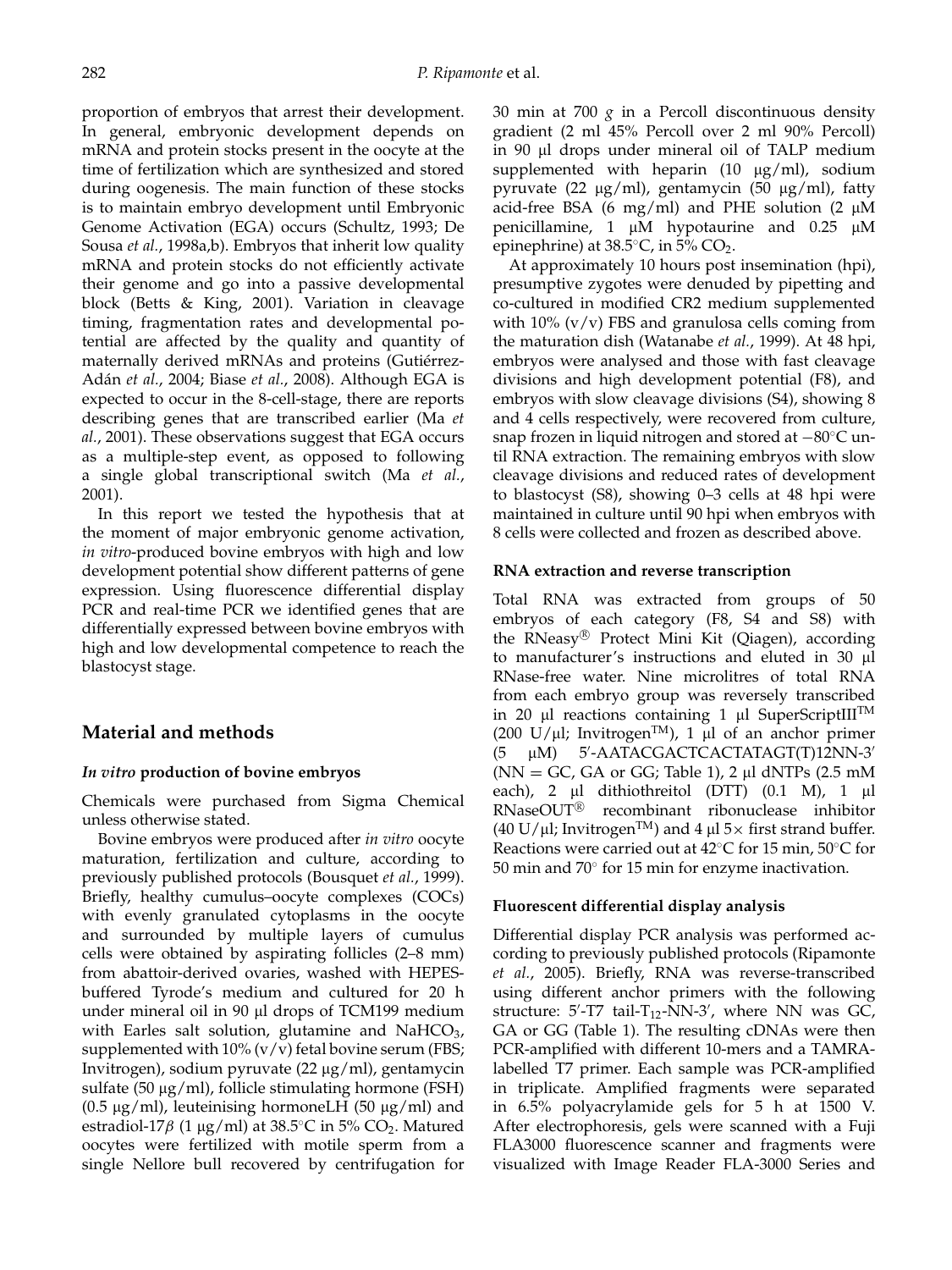proportion of embryos that arrest their development. In general, embryonic development depends on mRNA and protein stocks present in the oocyte at the time of fertilization which are synthesized and stored during oogenesis. The main function of these stocks is to maintain embryo development until Embryonic Genome Activation (EGA) occurs (Schultz, 1993; De Sousa *et al.*, 1998a,b). Embryos that inherit low quality mRNA and protein stocks do not efficiently activate their genome and go into a passive developmental block (Betts & King, 2001). Variation in cleavage timing, fragmentation rates and developmental potential are affected by the quality and quantity of maternally derived mRNAs and proteins (Gutiérrez-Adán *et al.*, 2004; Biase *et al.*, 2008). Although EGA is expected to occur in the 8-cell-stage, there are reports describing genes that are transcribed earlier (Ma *et al.*, 2001). These observations suggest that EGA occurs as a multiple-step event, as opposed to following a single global transcriptional switch (Ma *et al.*, 2001).

In this report we tested the hypothesis that at the moment of major embryonic genome activation, *in vitro*-produced bovine embryos with high and low development potential show different patterns of gene expression. Using fluorescence differential display PCR and real-time PCR we identified genes that are differentially expressed between bovine embryos with high and low developmental competence to reach the blastocyst stage.

## Material and methods

### *In vitro* production of bovine embryos

Chemicals were purchased from Sigma Chemical unless otherwise stated.

Bovine embryos were produced after *in vitro* oocyte maturation, fertilization and culture, according to previously published protocols (Bousquet *et al.*, 1999). Briefly, healthy cumulus–oocyte complexes (COCs) with evenly granulated cytoplasms in the oocyte and surrounded by multiple layers of cumulus cells were obtained by aspirating follicles (2–8 mm) from abattoir-derived ovaries, washed with HEPES-buffered Tyrode's medium and cultured for 20 h under mineral oil in 90 μl drops of TCM199 medium with Earles salt solution, glutamine and $NaHCO_3$, supplemented with 10% (v/v) fetal bovine serum (FBS; Invitrogen), sodium pyruvate (22 μg/ml), gentamycin sulfate (50 μg/ml), follicle stimulating hormone (FSH) (0.5 μg/ml), leuteinising hormoneLH (50 μg/ml) and estradiol-17$\beta$ (1 μg/ml) at 38.5°C in 5% $CO_2$. Matured oocytes were fertilized with motile sperm from a single Nellore bull recovered by centrifugation for 30 min at 700 *g* in a Percoll discontinuous density gradient (2 ml 45% Percoll over 2 ml 90% Percoll) in 90 μl drops under mineral oil of TALP medium supplemented with heparin (10 μg/ml), sodium pyruvate (22 μg/ml), gentamycin (50 μg/ml), fatty acid-free BSA (6 mg/ml) and PHE solution (2 μM penicillamine, 1 μM hypotaurine and 0.25 μM epinephrine) at 38.5°C, in 5% $CO_2$.

At approximately 10 hours post insemination (hpi), presumptive zygotes were denuded by pipetting and co-cultured in modified CR2 medium supplemented with 10% (v/v) FBS and granulosa cells coming from the maturation dish (Watanabe *et al.*, 1999). At 48 hpi, embryos were analysed and those with fast cleavage divisions and high development potential (F8), and embryos with slow cleavage divisions (S4), showing 8 and 4 cells respectively, were recovered from culture, snap frozen in liquid nitrogen and stored at −80°C until RNA extraction. The remaining embryos with slow cleavage divisions and reduced rates of development to blastocyst (S8), showing 0–3 cells at 48 hpi were maintained in culture until 90 hpi when embryos with 8 cells were collected and frozen as described above.

### RNA extraction and reverse transcription

Total RNA was extracted from groups of 50 embryos of each category (F8, S4 and S8) with the RNeasy® Protect Mini Kit (Qiagen), according to manufacturer's instructions and eluted in 30 μl RNase-free water. Nine microlitres of total RNA from each embryo group was reversely transcribed in 20 μl reactions containing 1 μl SuperScriptIII™ (200 U/μl; Invitrogen™), 1 μl of an anchor primer (5 μM) 5′-AATACGACTCACTATAGT(T)12NN-3′ (NN = GC, GA or GG; Table 1), 2 μl dNTPs (2.5 mM each), 2 μl dithiothreitol (DTT) (0.1 M), 1 μl RNaseOUT® recombinant ribonuclease inhibitor (40 U/μl; Invitrogen™) and 4 μl 5× first strand buffer. Reactions were carried out at 42°C for 15 min, 50°C for 50 min and 70° for 15 min for enzyme inactivation.

### Fluorescent differential display analysis

Differential display PCR analysis was performed according to previously published protocols (Ripamonte *et al.*, 2005). Briefly, RNA was reverse-transcribed using different anchor primers with the following structure: 5′-T7 tail-$T_{12}$-NN-3′, where NN was GC, GA or GG (Table 1). The resulting cDNAs were then PCR-amplified with different 10-mers and a TAMRA-labelled T7 primer. Each sample was PCR-amplified in triplicate. Amplified fragments were separated in 6.5% polyacrylamide gels for 5 h at 1500 V. After electrophoresis, gels were scanned with a Fuji FLA3000 fluorescence scanner and fragments were visualized with Image Reader FLA-3000 Series and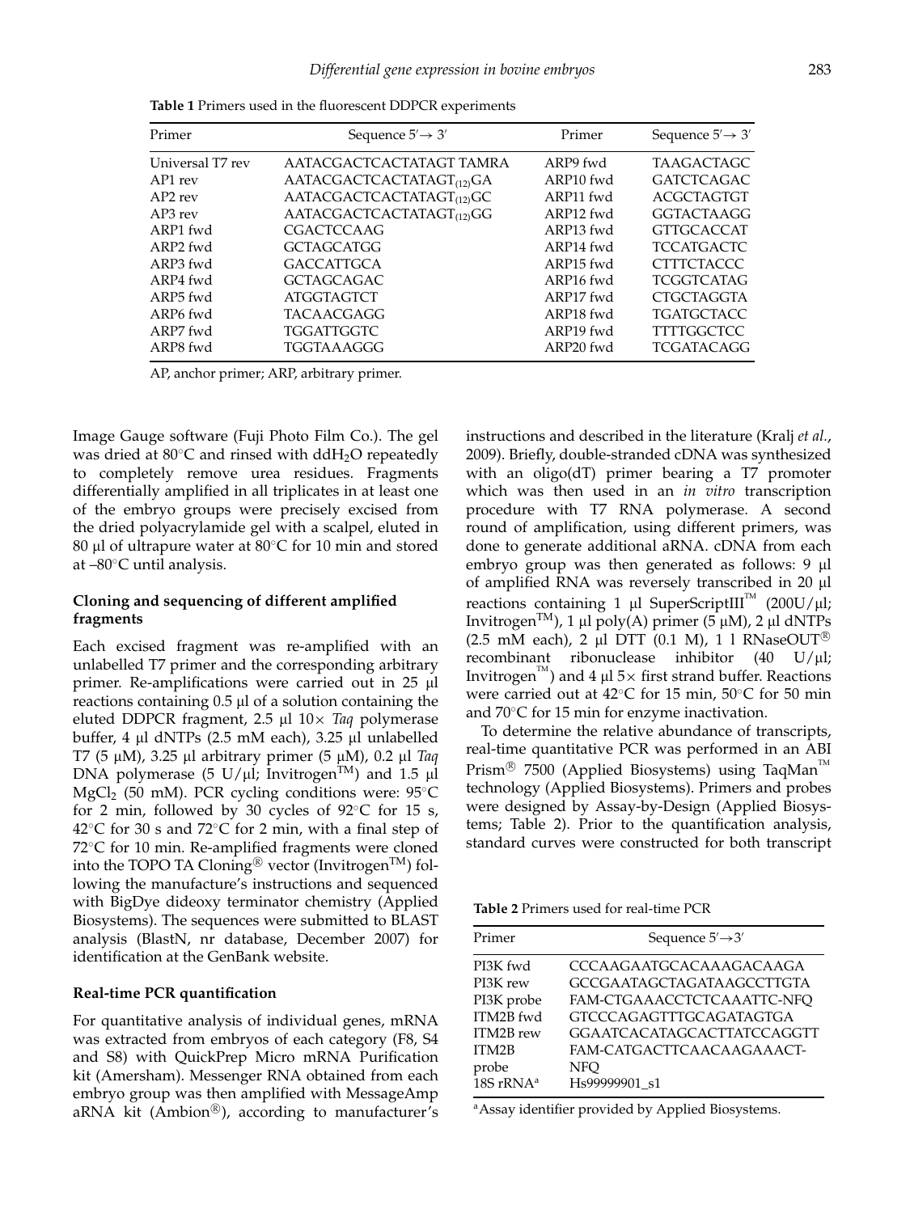**Table 1** Primers used in the fluorescent DDPCR experiments

| Primer | Sequence 5′→ 3′ | Primer | Sequence 5′→ 3′ |
|---|---|---|---|
| Universal T7 rev | AATACGACTCACTATAGT TAMRA | ARP9 fwd | TAAGACTAGC |
| AP1 rev | AATACGACTCACTATAGT$_{(12)}$GA | ARP10 fwd | GATCTCAGAC |
| AP2 rev | AATACGACTCACTATAGT$_{(12)}$GC | ARP11 fwd | ACGCTAGTGT |
| AP3 rev | AATACGACTCACTATAGT$_{(12)}$GG | ARP12 fwd | GGTACTAAGG |
| ARP1 fwd | CGACTCCAAG | ARP13 fwd | GTTGCACCAT |
| ARP2 fwd | GCTAGCATGG | ARP14 fwd | TCCATGACTC |
| ARP3 fwd | GACCATTGCA | ARP15 fwd | CTTTCTACCC |
| ARP4 fwd | GCTAGCAGAC | ARP16 fwd | TCGGTCATAG |
| ARP5 fwd | ATGGTAGTCT | ARP17 fwd | CTGCTAGGTA |
| ARP6 fwd | TACAACGAGG | ARP18 fwd | TGATGCTACC |
| ARP7 fwd | TGGATTGGTC | ARP19 fwd | TTTTGGCTCC |
| ARP8 fwd | TGGTAAAGGG | ARP20 fwd | TCGATACAGG |

AP, anchor primer; ARP, arbitrary primer.

Image Gauge software (Fuji Photo Film Co.). The gel was dried at 80°C and rinsed with $ddH_2O$ repeatedly to completely remove urea residues. Fragments differentially amplified in all triplicates in at least one of the embryo groups were precisely excised from the dried polyacrylamide gel with a scalpel, eluted in 80 µl of ultrapure water at 80°C for 10 min and stored at –80°C until analysis.

### Cloning and sequencing of different amplified fragments

Each excised fragment was re-amplified with an unlabelled T7 primer and the corresponding arbitrary primer. Re-amplifications were carried out in 25 µl reactions containing 0.5 µl of a solution containing the eluted DDPCR fragment, 2.5 µl 10× *Taq* polymerase buffer, 4 µl dNTPs (2.5 mM each), 3.25 µl unlabelled T7 (5 µM), 3.25 µl arbitrary primer (5 µM), 0.2 µl *Taq* DNA polymerase (5 U/µl; Invitrogen™) and 1.5 µl $MgCl_2$ (50 mM). PCR cycling conditions were: 95°C for 2 min, followed by 30 cycles of 92°C for 15 s, 42°C for 30 s and 72°C for 2 min, with a final step of 72°C for 10 min. Re-amplified fragments were cloned into the TOPO TA Cloning® vector (Invitrogen™) following the manufacture's instructions and sequenced with BigDye dideoxy terminator chemistry (Applied Biosystems). The sequences were submitted to BLAST analysis (BlastN, nr database, December 2007) for identification at the GenBank website.

### Real-time PCR quantification

For quantitative analysis of individual genes, mRNA was extracted from embryos of each category (F8, S4 and S8) with QuickPrep Micro mRNA Purification kit (Amersham). Messenger RNA obtained from each embryo group was then amplified with MessageAmp aRNA kit (Ambion®), according to manufacturer's instructions and described in the literature (Kralj *et al.*, 2009). Briefly, double-stranded cDNA was synthesized with an oligo(dT) primer bearing a T7 promoter which was then used in an *in vitro* transcription procedure with T7 RNA polymerase. A second round of amplification, using different primers, was done to generate additional aRNA. cDNA from each embryo group was then generated as follows: 9 µl of amplified RNA was reversely transcribed in 20 µl reactions containing 1 µl SuperScriptIII™ (200U/µl; Invitrogen™), 1 µl poly(A) primer (5 µM), 2 µl dNTPs (2.5 mM each), 2 µl DTT (0.1 M), 1 l RNaseOUT® recombinant ribonuclease inhibitor (40 U/µl; Invitrogen™) and 4 µl 5× first strand buffer. Reactions were carried out at 42°C for 15 min, 50°C for 50 min and 70°C for 15 min for enzyme inactivation.

To determine the relative abundance of transcripts, real-time quantitative PCR was performed in an ABI Prism® 7500 (Applied Biosystems) using TaqMan™ technology (Applied Biosystems). Primers and probes were designed by Assay-by-Design (Applied Biosystems; Table 2). Prior to the quantification analysis, standard curves were constructed for both transcript

**Table 2** Primers used for real-time PCR

| Primer | Sequence 5′→3′ |
|---|---|
| PI3K fwd | CCCAAGAATGCACAAAGACAAGA |
| PI3K rew | GCCGAATAGCTAGATAAGCCTTGTA |
| PI3K probe | FAM-CTGAAACCTCTCAAATTC-NFQ |
| ITM2B fwd | GTCCCAGAGTTTGCAGATAGTGA |
| ITM2B rew | GGAATCACATAGCACTTATCCAGGTT |
| ITM2B probe | FAM-CATGACTTCAACAAGAAACT-NFQ |
| 18S rRNA[a] | Hs99999901_s1 |

[a]Assay identifier provided by Applied Biosystems.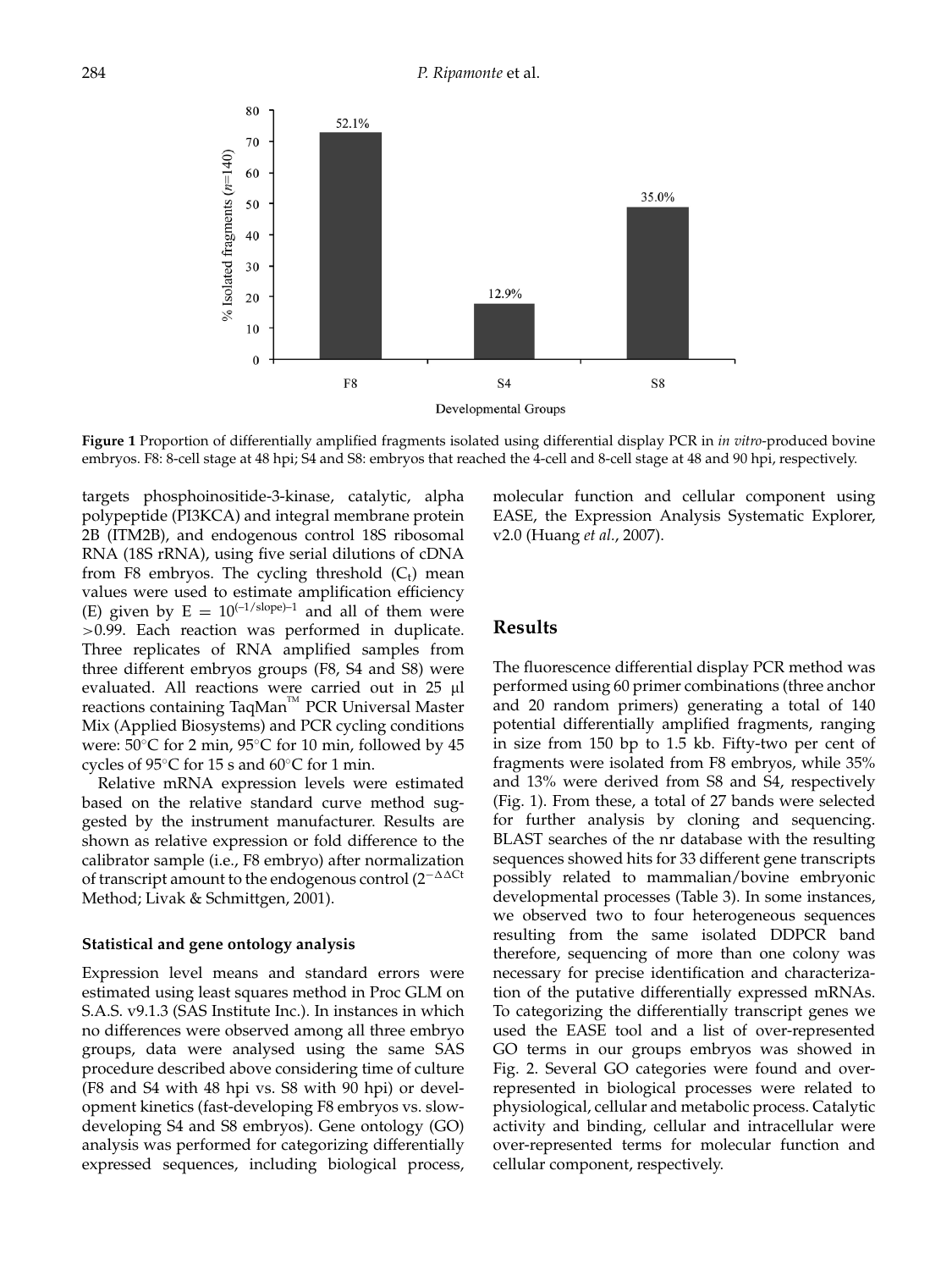**Figure 1** Proportion of differentially amplified fragments isolated using differential display PCR in *in vitro*-produced bovine embryos. F8: 8-cell stage at 48 hpi; S4 and S8: embryos that reached the 4-cell and 8-cell stage at 48 and 90 hpi, respectively.

targets phosphoinositide-3-kinase, catalytic, alpha polypeptide (PI3KCA) and integral membrane protein 2B (ITM2B), and endogenous control 18S ribosomal RNA (18S rRNA), using five serial dilutions of cDNA from F8 embryos. The cycling threshold ($C_t$) mean values were used to estimate amplification efficiency (E) given by $E = 10^{(-1/\text{slope})-1}$ and all of them were >0.99. Each reaction was performed in duplicate. Three replicates of RNA amplified samples from three different embryos groups (F8, S4 and S8) were evaluated. All reactions were carried out in 25 μl reactions containing TaqMan™ PCR Universal Master Mix (Applied Biosystems) and PCR cycling conditions were: 50°C for 2 min, 95°C for 10 min, followed by 45 cycles of 95°C for 15 s and 60°C for 1 min.

Relative mRNA expression levels were estimated based on the relative standard curve method suggested by the instrument manufacturer. Results are shown as relative expression or fold difference to the calibrator sample (i.e., F8 embryo) after normalization of transcript amount to the endogenous control ($2^{-\Delta\Delta Ct}$ Method; Livak & Schmittgen, 2001).

### Statistical and gene ontology analysis

Expression level means and standard errors were estimated using least squares method in Proc GLM on S.A.S. v9.1.3 (SAS Institute Inc.). In instances in which no differences were observed among all three embryo groups, data were analysed using the same SAS procedure described above considering time of culture (F8 and S4 with 48 hpi vs. S8 with 90 hpi) or development kinetics (fast-developing F8 embryos vs. slow-developing S4 and S8 embryos). Gene ontology (GO) analysis was performed for categorizing differentially expressed sequences, including biological process, molecular function and cellular component using EASE, the Expression Analysis Systematic Explorer, v2.0 (Huang *et al.*, 2007).

## Results

The fluorescence differential display PCR method was performed using 60 primer combinations (three anchor and 20 random primers) generating a total of 140 potential differentially amplified fragments, ranging in size from 150 bp to 1.5 kb. Fifty-two per cent of fragments were isolated from F8 embryos, while 35% and 13% were derived from S8 and S4, respectively (Fig. 1). From these, a total of 27 bands were selected for further analysis by cloning and sequencing. BLAST searches of the nr database with the resulting sequences showed hits for 33 different gene transcripts possibly related to mammalian/bovine embryonic developmental processes (Table 3). In some instances, we observed two to four heterogeneous sequences resulting from the same isolated DDPCR band therefore, sequencing of more than one colony was necessary for precise identification and characterization of the putative differentially expressed mRNAs. To categorizing the differentially transcript genes we used the EASE tool and a list of over-represented GO terms in our groups embryos was showed in Fig. 2. Several GO categories were found and over-represented in biological processes were related to physiological, cellular and metabolic process. Catalytic activity and binding, cellular and intracellular were over-represented terms for molecular function and cellular component, respectively.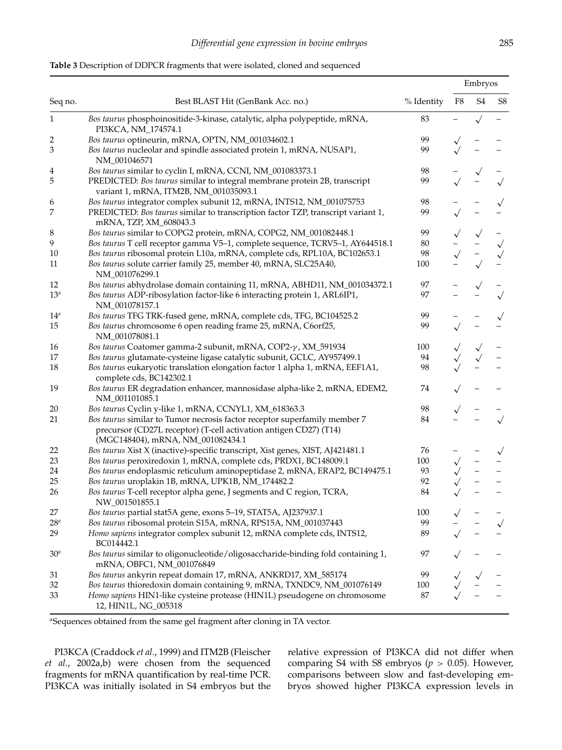**Table 3** Description of DDPCR fragments that were isolated, cloned and sequenced

| Seq no. | Best BLAST Hit (GenBank Acc. no.) | % Identity | Embryos | | |
|---|---|---|---|---|---|
| | | | F8 | S4 | S8 |
| 1 | *Bos taurus* phosphoinositide-3-kinase, catalytic, alpha polypeptide, mRNA, PI3KCA, NM_174574.1 | 83 | – | √ | – |
| 2 | *Bos taurus* optineurin, mRNA, OPTN, NM_001034602.1 | 99 | √ | – | – |
| 3 | *Bos taurus* nucleolar and spindle associated protein 1, mRNA, NUSAP1, NM_001046571 | 99 | √ | – | – |
| 4 | *Bos taurus* similar to cyclin I, mRNA, CCNI, NM_001083373.1 | 98 | – | √ | – |
| 5 | PREDICTED: *Bos taurus* similar to integral membrane protein 2B, transcript variant 1, mRNA, ITM2B, NM_001035093.1 | 99 | √ | – | √ |
| 6 | *Bos taurus* integrator complex subunit 12, mRNA, INTS12, NM_001075753 | 98 | – | – | √ |
| 7 | PREDICTED: *Bos taurus* similar to transcription factor TZP, transcript variant 1, mRNA, TZP, XM_608043.3 | 99 | √ | – | – |
| 8 | *Bos taurus* similar to COPG2 protein, mRNA, COPG2, NM_001082448.1 | 99 | √ | √ | – |
| 9 | *Bos taurus* T cell receptor gamma V5–1, complete sequence, TCRV5–1, AY644518.1 | 80 | – | – | √ |
| 10 | *Bos taurus* ribosomal protein L10a, mRNA, complete cds, RPL10A, BC102653.1 | 98 | √ | – | √ |
| 11 | *Bos taurus* solute carrier family 25, member 40, mRNA, SLC25A40, NM_001076299.1 | 100 | – | √ | – |
| 12 | *Bos taurus* abhydrolase domain containing 11, mRNA, ABHD11, NM_001034372.1 | 97 | – | √ | – |
| 13[a] | *Bos taurus* ADP-ribosylation factor-like 6 interacting protein 1, mRNA, ARL6IP1, NM_001078157.1 | 97 | – | – | √ |
| 14[a] | *Bos taurus* TFG TRK-fused gene, mRNA, complete cds, TFG, BC104525.2 | 99 | – | – | √ |
| 15 | *Bos taurus* chromosome 6 open reading frame 25, mRNA, C6orf25, NM_001078081.1 | 99 | √ | – | – |
| 16 | *Bos taurus* Coatomer gamma-2 subunit, mRNA, COP2-$\gamma$, XM_591934 | 100 | √ | √ | – |
| 17 | *Bos taurus* glutamate-cysteine ligase catalytic subunit, GCLC, AY957499.1 | 94 | √ | √ | – |
| 18 | *Bos taurus* eukaryotic translation elongation factor 1 alpha 1, mRNA, EEF1A1, complete cds, BC142302.1 | 98 | √ | – | – |
| 19 | *Bos taurus* ER degradation enhancer, mannosidase alpha-like 2, mRNA, EDEM2, NM_001101085.1 | 74 | √ | – | – |
| 20 | *Bos taurus* Cyclin y-like 1, mRNA, CCNYL1, XM_618363.3 | 98 | √ | – | – |
| 21 | *Bos taurus* similar to Tumor necrosis factor receptor superfamily member 7 precursor (CD27L receptor) (T-cell activation antigen CD27) (T14) (MGC148404), mRNA, NM_001082434.1 | 84 | – | – | √ |
| 22 | *Bos taurus* Xist X (inactive)-specific transcript, Xist genes, XIST, AJ421481.1 | 76 | – | – | √ |
| 23 | *Bos taurus* peroxiredoxin 1, mRNA, complete cds, PRDX1, BC148009.1 | 100 | √ | – | – |
| 24 | *Bos taurus* endoplasmic reticulum aminopeptidase 2, mRNA, ERAP2, BC149475.1 | 93 | √ | – | – |
| 25 | *Bos taurus* uroplakin 1B, mRNA, UPK1B, NM_174482.2 | 92 | √ | – | – |
| 26 | *Bos taurus* T-cell receptor alpha gene, J segments and C region, TCRA, NW_001501855.1 | 84 | √ | – | – |
| 27 | *Bos taurus* partial stat5A gene, exons 5–19, STAT5A, AJ237937.1 | 100 | √ | – | – |
| 28[a] | *Bos taurus* ribosomal protein S15A, mRNA, RPS15A, NM_001037443 | 99 | – | – | √ |
| 29 | *Homo sapiens* integrator complex subunit 12, mRNA complete cds, INTS12, BC014442.1 | 89 | √ | – | – |
| 30[a] | *Bos taurus* similar to oligonucleotide/oligosaccharide-binding fold containing 1, mRNA, OBFC1, NM_001076849 | 97 | √ | – | – |
| 31 | *Bos taurus* ankyrin repeat domain 17, mRNA, ANKRD17, XM_585174 | 99 | √ | √ | – |
| 32 | *Bos taurus* thioredoxin domain containing 9, mRNA, TXNDC9, NM_001076149 | 100 | √ | – | – |
| 33 | *Homo sapiens* HIN1-like cysteine protease (HIN1L) pseudogene on chromosome 12, HIN1L, NG_005318 | 87 | √ | – | – |

[a]Sequences obtained from the same gel fragment after cloning in TA vector.

PI3KCA (Craddock *et al.*, 1999) and ITM2B (Fleischer *et al.*, 2002a,b) were chosen from the sequenced fragments for mRNA quantification by real-time PCR. PI3KCA was initially isolated in S4 embryos but the relative expression of PI3KCA did not differ when comparing S4 with S8 embryos ($p > 0.05$). However, comparisons between slow and fast-developing embryos showed higher PI3KCA expression levels in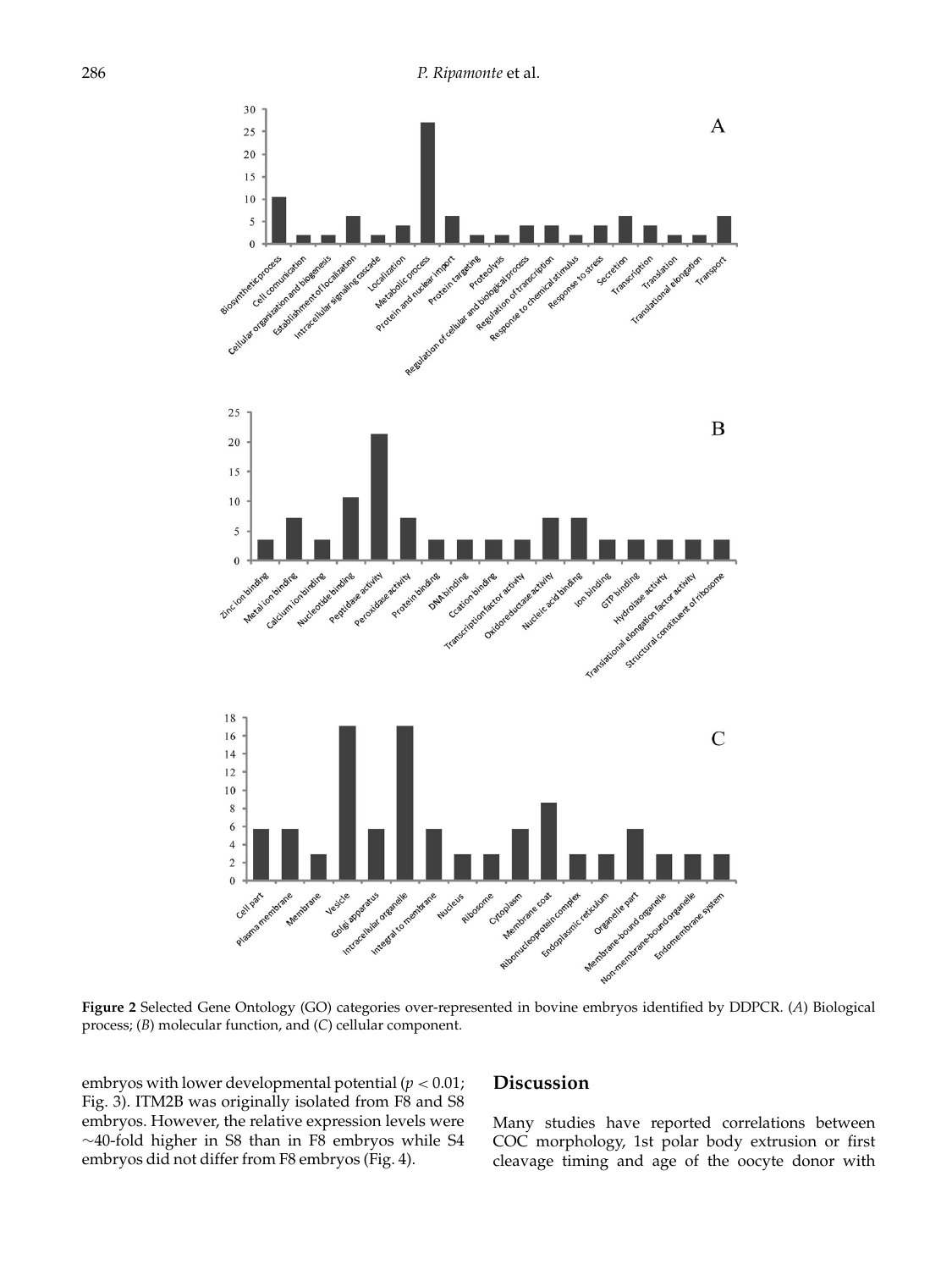**Figure 2** Selected Gene Ontology (GO) categories over-represented in bovine embryos identified by DDPCR. (*A*) Biological process; (*B*) molecular function, and (*C*) cellular component.

embryos with lower developmental potential ($p < 0.01$; Fig. 3). ITM2B was originally isolated from F8 and S8 embryos. However, the relative expression levels were ~40-fold higher in S8 than in F8 embryos while S4 embryos did not differ from F8 embryos (Fig. 4).

## Discussion

Many studies have reported correlations between COC morphology, 1st polar body extrusion or first cleavage timing and age of the oocyte donor with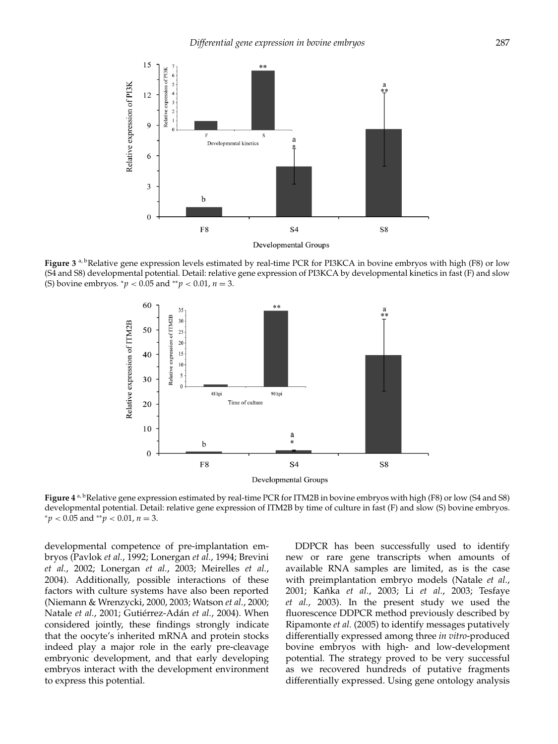**Figure 3** [a, b]Relative gene expression levels estimated by real-time PCR for PI3KCA in bovine embryos with high (F8) or low (S4 and S8) developmental potential. Detail: relative gene expression of PI3KCA by developmental kinetics in fast (F) and slow (S) bovine embryos. $^{*}p < 0.05$ and $^{**}p < 0.01$, $n = 3$.

**Figure 4** [a, b]Relative gene expression estimated by real-time PCR for ITM2B in bovine embryos with high (F8) or low (S4 and S8) developmental potential. Detail: relative gene expression of ITM2B by time of culture in fast (F) and slow (S) bovine embryos. $^{*}p < 0.05$ and $^{**}p < 0.01$, $n = 3$.

developmental competence of pre-implantation embryos (Pavlok *et al.*, 1992; Lonergan *et al.*, 1994; Brevini *et al.*, 2002; Lonergan *et al.*, 2003; Meirelles *et al.*, 2004). Additionally, possible interactions of these factors with culture systems have also been reported (Niemann & Wrenzycki, 2000, 2003; Watson *et al.*, 2000; Natale *et al.*, 2001; Gutiérrez-Adán *et al.*, 2004). When considered jointly, these findings strongly indicate that the oocyte's inherited mRNA and protein stocks indeed play a major role in the early pre-cleavage embryonic development, and that early developing embryos interact with the development environment to express this potential.

DDPCR has been successfully used to identify new or rare gene transcripts when amounts of available RNA samples are limited, as is the case with preimplantation embryo models (Natale *et al.*, 2001; Kaňka *et al.*, 2003; Li *et al.*, 2003; Tesfaye *et al.*, 2003). In the present study we used the fluorescence DDPCR method previously described by Ripamonte *et al.* (2005) to identify messages putatively differentially expressed among three *in vitro*-produced bovine embryos with high- and low-development potential. The strategy proved to be very successful as we recovered hundreds of putative fragments differentially expressed. Using gene ontology analysis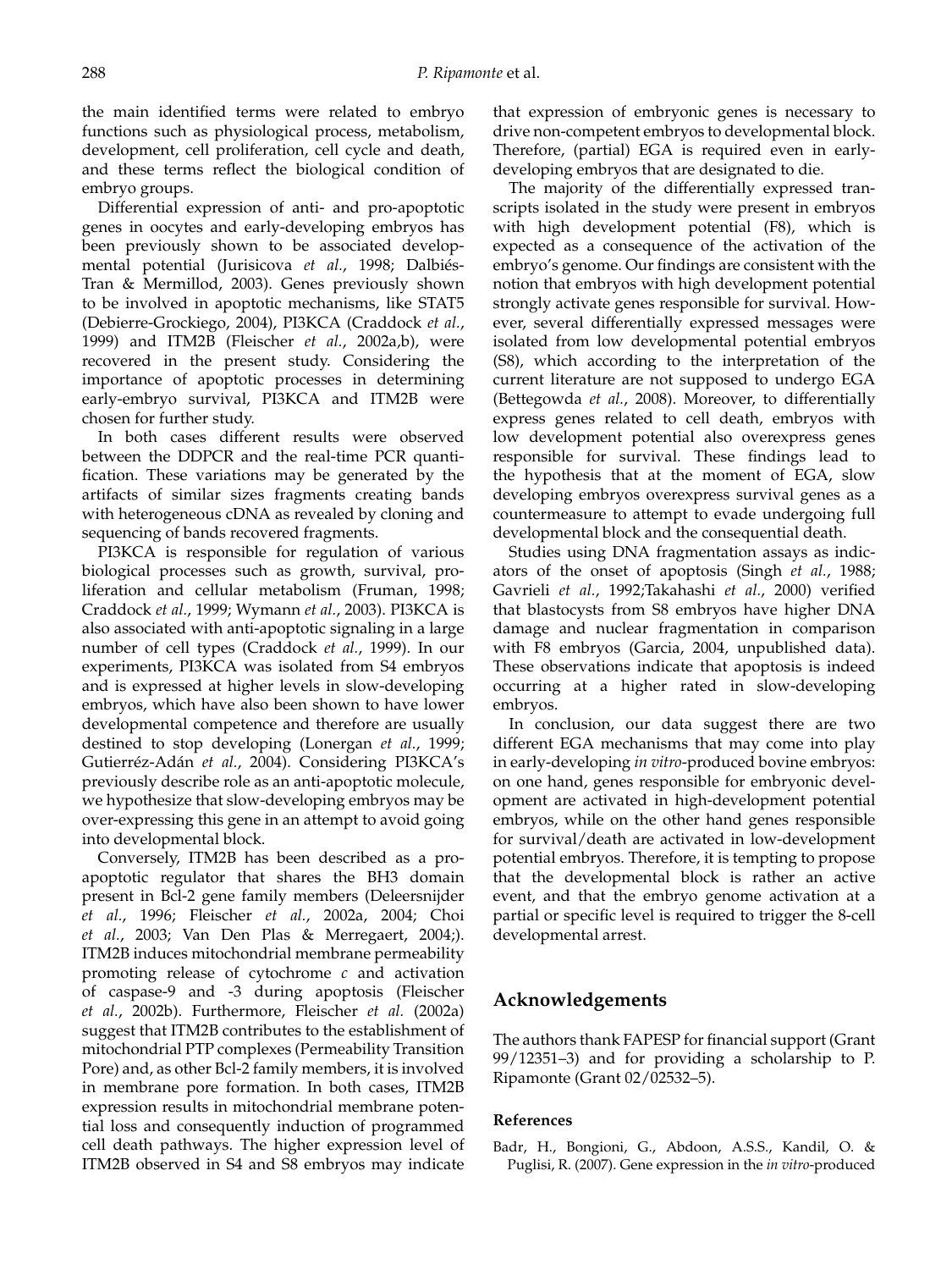the main identified terms were related to embryo functions such as physiological process, metabolism, development, cell proliferation, cell cycle and death, and these terms reflect the biological condition of embryo groups.

Differential expression of anti- and pro-apoptotic genes in oocytes and early-developing embryos has been previously shown to be associated developmental potential (Jurisicova *et al.*, 1998; Dalbiés-Tran & Mermillod, 2003). Genes previously shown to be involved in apoptotic mechanisms, like STAT5 (Debierre-Grockiego, 2004), PI3KCA (Craddock *et al.*, 1999) and ITM2B (Fleischer *et al.*, 2002a,b), were recovered in the present study. Considering the importance of apoptotic processes in determining early-embryo survival, PI3KCA and ITM2B were chosen for further study.

In both cases different results were observed between the DDPCR and the real-time PCR quantification. These variations may be generated by the artifacts of similar sizes fragments creating bands with heterogeneous cDNA as revealed by cloning and sequencing of bands recovered fragments.

PI3KCA is responsible for regulation of various biological processes such as growth, survival, proliferation and cellular metabolism (Fruman, 1998; Craddock *et al.*, 1999; Wymann *et al.*, 2003). PI3KCA is also associated with anti-apoptotic signaling in a large number of cell types (Craddock *et al.*, 1999). In our experiments, PI3KCA was isolated from S4 embryos and is expressed at higher levels in slow-developing embryos, which have also been shown to have lower developmental competence and therefore are usually destined to stop developing (Lonergan *et al.*, 1999; Gutierréz-Adán *et al.*, 2004). Considering PI3KCA's previously describe role as an anti-apoptotic molecule, we hypothesize that slow-developing embryos may be over-expressing this gene in an attempt to avoid going into developmental block.

Conversely, ITM2B has been described as a pro-apoptotic regulator that shares the BH3 domain present in Bcl-2 gene family members (Deleersnijder *et al.*, 1996; Fleischer *et al.*, 2002a, 2004; Choi *et al.*, 2003; Van Den Plas & Merregaert, 2004;). ITM2B induces mitochondrial membrane permeability promoting release of cytochrome *c* and activation of caspase-9 and -3 during apoptosis (Fleischer *et al.*, 2002b). Furthermore, Fleischer *et al.* (2002a) suggest that ITM2B contributes to the establishment of mitochondrial PTP complexes (Permeability Transition Pore) and, as other Bcl-2 family members, it is involved in membrane pore formation. In both cases, ITM2B expression results in mitochondrial membrane potential loss and consequently induction of programmed cell death pathways. The higher expression level of ITM2B observed in S4 and S8 embryos may indicate that expression of embryonic genes is necessary to drive non-competent embryos to developmental block. Therefore, (partial) EGA is required even in early-developing embryos that are designated to die.

The majority of the differentially expressed transcripts isolated in the study were present in embryos with high development potential (F8), which is expected as a consequence of the activation of the embryo's genome. Our findings are consistent with the notion that embryos with high development potential strongly activate genes responsible for survival. However, several differentially expressed messages were isolated from low developmental potential embryos (S8), which according to the interpretation of the current literature are not supposed to undergo EGA (Bettegowda *et al.*, 2008). Moreover, to differentially express genes related to cell death, embryos with low development potential also overexpress genes responsible for survival. These findings lead to the hypothesis that at the moment of EGA, slow developing embryos overexpress survival genes as a countermeasure to attempt to evade undergoing full developmental block and the consequential death.

Studies using DNA fragmentation assays as indicators of the onset of apoptosis (Singh *et al.*, 1988; Gavrieli *et al.*, 1992;Takahashi *et al.*, 2000) verified that blastocysts from S8 embryos have higher DNA damage and nuclear fragmentation in comparison with F8 embryos (Garcia, 2004, unpublished data). These observations indicate that apoptosis is indeed occurring at a higher rated in slow-developing embryos.

In conclusion, our data suggest there are two different EGA mechanisms that may come into play in early-developing *in vitro*-produced bovine embryos: on one hand, genes responsible for embryonic development are activated in high-development potential embryos, while on the other hand genes responsible for survival/death are activated in low-development potential embryos. Therefore, it is tempting to propose that the developmental block is rather an active event, and that the embryo genome activation at a partial or specific level is required to trigger the 8-cell developmental arrest.

## Acknowledgements

The authors thank FAPESP for financial support (Grant 99/12351–3) and for providing a scholarship to P. Ripamonte (Grant 02/02532–5).

### References

Badr, H., Bongioni, G., Abdoon, A.S.S., Kandil, O. & Puglisi, R. (2007). Gene expression in the *in vitro*-produced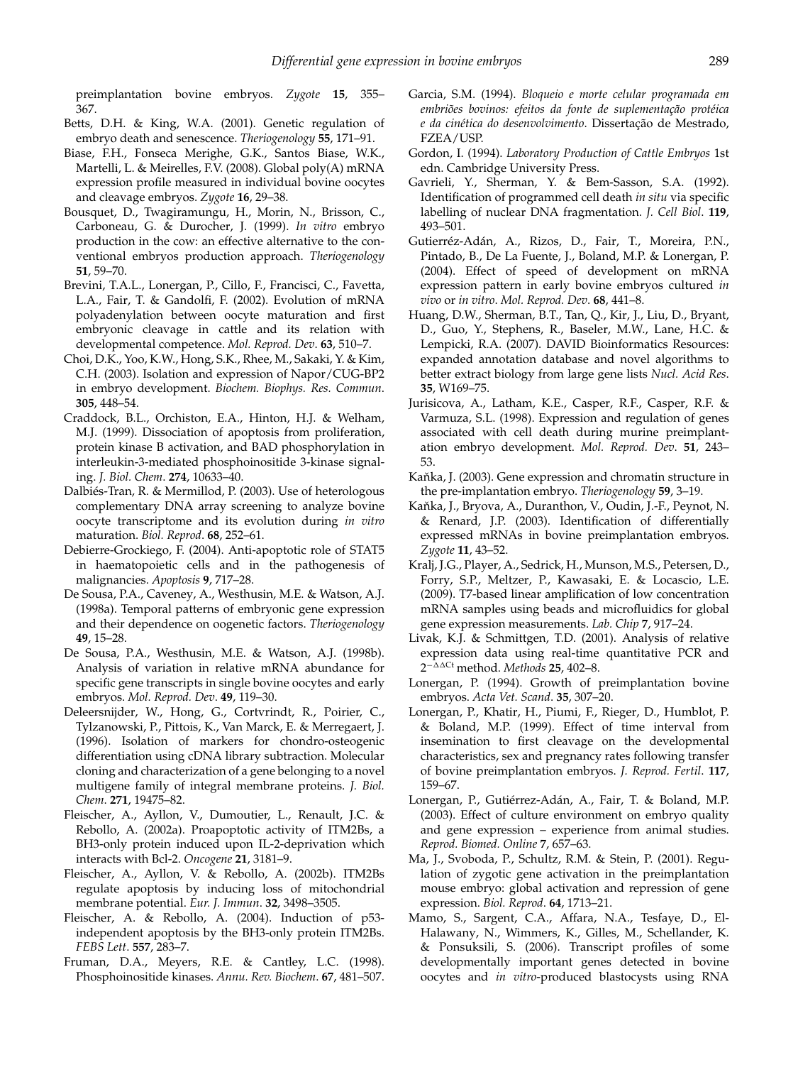preimplantation bovine embryos. *Zygote* **15**, 355–367.

Betts, D.H. & King, W.A. (2001). Genetic regulation of embryo death and senescence. *Theriogenology* **55**, 171–91.

Biase, F.H., Fonseca Merighe, G.K., Santos Biase, W.K., Martelli, L. & Meirelles, F.V. (2008). Global poly(A) mRNA expression profile measured in individual bovine oocytes and cleavage embryos. *Zygote* **16**, 29–38.

Bousquet, D., Twagiramungu, H., Morin, N., Brisson, C., Carboneau, G. & Durocher, J. (1999). *In vitro* embryo production in the cow: an effective alternative to the conventional embryos production approach. *Theriogenology* **51**, 59–70.

Brevini, T.A.L., Lonergan, P., Cillo, F., Francisci, C., Favetta, L.A., Fair, T. & Gandolfi, F. (2002). Evolution of mRNA polyadenylation between oocyte maturation and first embryonic cleavage in cattle and its relation with developmental competence. *Mol. Reprod. Dev*. **63**, 510–7.

Choi, D.K., Yoo, K.W., Hong, S.K., Rhee, M., Sakaki, Y. & Kim, C.H. (2003). Isolation and expression of Napor/CUG-BP2 in embryo development. *Biochem. Biophys. Res. Commun*. **305**, 448–54.

Craddock, B.L., Orchiston, E.A., Hinton, H.J. & Welham, M.J. (1999). Dissociation of apoptosis from proliferation, protein kinase B activation, and BAD phosphorylation in interleukin-3-mediated phosphoinositide 3-kinase signaling. *J. Biol. Chem*. **274**, 10633–40.

Dalbiés-Tran, R. & Mermillod, P. (2003). Use of heterologous complementary DNA array screening to analyze bovine oocyte transcriptome and its evolution during *in vitro* maturation. *Biol. Reprod*. **68**, 252–61.

Debierre-Grockiego, F. (2004). Anti-apoptotic role of STAT5 in haematopoietic cells and in the pathogenesis of malignancies. *Apoptosis* **9**, 717–28.

De Sousa, P.A., Caveney, A., Westhusin, M.E. & Watson, A.J. (1998a). Temporal patterns of embryonic gene expression and their dependence on oogenetic factors. *Theriogenology* **49**, 15–28.

De Sousa, P.A., Westhusin, M.E. & Watson, A.J. (1998b). Analysis of variation in relative mRNA abundance for specific gene transcripts in single bovine oocytes and early embryos. *Mol. Reprod. Dev*. **49**, 119–30.

Deleersnijder, W., Hong, G., Cortvrindt, R., Poirier, C., Tylzanowski, P., Pittois, K., Van Marck, E. & Merregaert, J. (1996). Isolation of markers for chondro-osteogenic differentiation using cDNA library subtraction. Molecular cloning and characterization of a gene belonging to a novel multigene family of integral membrane proteins. *J. Biol. Chem*. **271**, 19475–82.

Fleischer, A., Ayllon, V., Dumoutier, L., Renault, J.C. & Rebollo, A. (2002a). Proapoptotic activity of ITM2Bs, a BH3-only protein induced upon IL-2-deprivation which interacts with Bcl-2. *Oncogene* **21**, 3181–9.

Fleischer, A., Ayllon, V. & Rebollo, A. (2002b). ITM2Bs regulate apoptosis by inducing loss of mitochondrial membrane potential. *Eur. J. Immun*. **32**, 3498–3505.

Fleischer, A. & Rebollo, A. (2004). Induction of p53-independent apoptosis by the BH3-only protein ITM2Bs. *FEBS Lett*. **557**, 283–7.

Fruman, D.A., Meyers, R.E. & Cantley, L.C. (1998). Phosphoinositide kinases. *Annu. Rev. Biochem*. **67**, 481–507.

Garcia, S.M. (1994). *Bloqueio e morte celular programada em embriões bovinos: efeitos da fonte de suplementação protéica e da cinética do desenvolvimento*. Dissertação de Mestrado, FZEA/USP.

Gordon, I. (1994). *Laboratory Production of Cattle Embryos* 1st edn. Cambridge University Press.

Gavrieli, Y., Sherman, Y. & Bem-Sasson, S.A. (1992). Identification of programmed cell death *in situ* via specific labelling of nuclear DNA fragmentation. *J. Cell Biol*. **119**, 493–501.

Gutierréz-Adán, A., Rizos, D., Fair, T., Moreira, P.N., Pintado, B., De La Fuente, J., Boland, M.P. & Lonergan, P. (2004). Effect of speed of development on mRNA expression pattern in early bovine embryos cultured *in vivo* or *in vitro*. *Mol. Reprod. Dev*. **68**, 441–8.

Huang, D.W., Sherman, B.T., Tan, Q., Kir, J., Liu, D., Bryant, D., Guo, Y., Stephens, R., Baseler, M.W., Lane, H.C. & Lempicki, R.A. (2007). DAVID Bioinformatics Resources: expanded annotation database and novel algorithms to better extract biology from large gene lists *Nucl. Acid Res*. **35**, W169–75.

Jurisicova, A., Latham, K.E., Casper, R.F., Casper, R.F. & Varmuza, S.L. (1998). Expression and regulation of genes associated with cell death during murine preimplantation embryo development. *Mol. Reprod. Dev*. **51**, 243–53.

Kaňka, J. (2003). Gene expression and chromatin structure in the pre-implantation embryo. *Theriogenology* **59**, 3–19.

Kaňka, J., Bryova, A., Duranthon, V., Oudin, J.-F., Peynot, N. & Renard, J.P. (2003). Identification of differentially expressed mRNAs in bovine preimplantation embryos. *Zygote* **11**, 43–52.

Kralj, J.G., Player, A., Sedrick, H., Munson, M.S., Petersen, D., Forry, S.P., Meltzer, P., Kawasaki, E. & Locascio, L.E. (2009). T7-based linear amplification of low concentration mRNA samples using beads and microfluidics for global gene expression measurements. *Lab. Chip* **7**, 917–24.

Livak, K.J. & Schmittgen, T.D. (2001). Analysis of relative expression data using real-time quantitative PCR and $2^{-\Delta\Delta Ct}$ method. *Methods* **25**, 402–8.

Lonergan, P. (1994). Growth of preimplantation bovine embryos. *Acta Vet. Scand*. **35**, 307–20.

Lonergan, P., Khatir, H., Piumi, F., Rieger, D., Humblot, P. & Boland, M.P. (1999). Effect of time interval from insemination to first cleavage on the developmental characteristics, sex and pregnancy rates following transfer of bovine preimplantation embryos. *J. Reprod. Fertil*. **117**, 159–67.

Lonergan, P., Gutiérrez-Adán, A., Fair, T. & Boland, M.P. (2003). Effect of culture environment on embryo quality and gene expression – experience from animal studies. *Reprod. Biomed. Online* **7**, 657–63.

Ma, J., Svoboda, P., Schultz, R.M. & Stein, P. (2001). Regulation of zygotic gene activation in the preimplantation mouse embryo: global activation and repression of gene expression. *Biol. Reprod*. **64**, 1713–21.

Mamo, S., Sargent, C.A., Affara, N.A., Tesfaye, D., El-Halawany, N., Wimmers, K., Gilles, M., Schellander, K. & Ponsuksili, S. (2006). Transcript profiles of some developmentally important genes detected in bovine oocytes and *in vitro*-produced blastocysts using RNA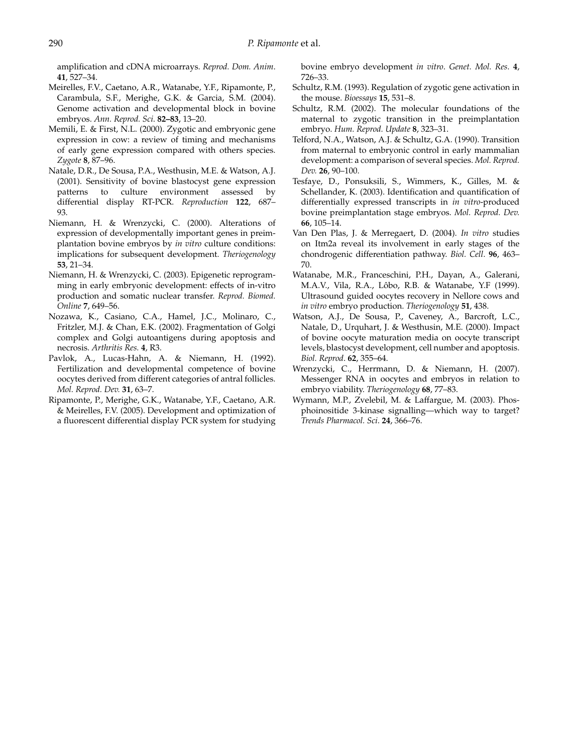amplification and cDNA microarrays. *Reprod. Dom. Anim*. **41**, 527–34.

Meirelles, F.V., Caetano, A.R., Watanabe, Y.F., Ripamonte, P., Carambula, S.F., Merighe, G.K. & Garcia, S.M. (2004). Genome activation and developmental block in bovine embryos. *Ann. Reprod. Sci*. **82–83**, 13–20.

Memili, E. & First, N.L. (2000). Zygotic and embryonic gene expression in cow: a review of timing and mechanisms of early gene expression compared with others species. *Zygote* **8**, 87–96.

Natale, D.R., De Sousa, P.A., Westhusin, M.E. & Watson, A.J. (2001). Sensitivity of bovine blastocyst gene expression patterns to culture environment assessed by differential display RT-PCR. *Reproduction* **122**, 687–93.

Niemann, H. & Wrenzycki, C. (2000). Alterations of expression of developmentally important genes in preimplantation bovine embryos by *in vitro* culture conditions: implications for subsequent development. *Theriogenology* **53**, 21–34.

Niemann, H. & Wrenzycki, C. (2003). Epigenetic reprogramming in early embryonic development: effects of in-vitro production and somatic nuclear transfer. *Reprod. Biomed. Online* **7**, 649–56.

Nozawa, K., Casiano, C.A., Hamel, J.C., Molinaro, C., Fritzler, M.J. & Chan, E.K. (2002). Fragmentation of Golgi complex and Golgi autoantigens during apoptosis and necrosis. *Arthritis Res.* **4**, R3.

Pavlok, A., Lucas-Hahn, A. & Niemann, H. (1992). Fertilization and developmental competence of bovine oocytes derived from different categories of antral follicles. *Mol. Reprod. Dev.* **31**, 63–7.

Ripamonte, P., Merighe, G.K., Watanabe, Y.F., Caetano, A.R. & Meirelles, F.V. (2005). Development and optimization of a fluorescent differential display PCR system for studying bovine embryo development *in vitro*. *Genet. Mol. Res*. **4**, 726–33.

Schultz, R.M. (1993). Regulation of zygotic gene activation in the mouse. *Bioessays* **15**, 531–8.

Schultz, R.M. (2002). The molecular foundations of the maternal to zygotic transition in the preimplantation embryo. *Hum. Reprod. Update* **8**, 323–31.

Telford, N.A., Watson, A.J. & Schultz, G.A. (1990). Transition from maternal to embryonic control in early mammalian development: a comparison of several species. *Mol. Reprod. Dev.* **26**, 90–100.

Tesfaye, D., Ponsuksili, S., Wimmers, K., Gilles, M. & Schellander, K. (2003). Identification and quantification of differentially expressed transcripts in *in vitro*-produced bovine preimplantation stage embryos. *Mol. Reprod. Dev.* **66**, 105–14.

Van Den Plas, J. & Merregaert, D. (2004). *In vitro* studies on Itm2a reveal its involvement in early stages of the chondrogenic differentiation pathway. *Biol. Cell*. **96**, 463–70.

Watanabe, M.R., Franceschini, P.H., Dayan, A., Galerani, M.A.V., Vila, R.A., Lôbo, R.B. & Watanabe, Y.F (1999). Ultrasound guided oocytes recovery in Nellore cows and *in vitro* embryo production. *Theriogenology* **51**, 438.

Watson, A.J., De Sousa, P., Caveney, A., Barcroft, L.C., Natale, D., Urquhart, J. & Westhusin, M.E. (2000). Impact of bovine oocyte maturation media on oocyte transcript levels, blastocyst development, cell number and apoptosis. *Biol. Reprod*. **62**, 355–64.

Wrenzycki, C., Herrmann, D. & Niemann, H. (2007). Messenger RNA in oocytes and embryos in relation to embryo viability. *Theriogenology* **68**, 77–83.

Wymann, M.P., Zvelebil, M. & Laffargue, M. (2003). Phosphoinositide 3-kinase signalling—which way to target? *Trends Pharmacol. Sci*. **24**, 366–76.